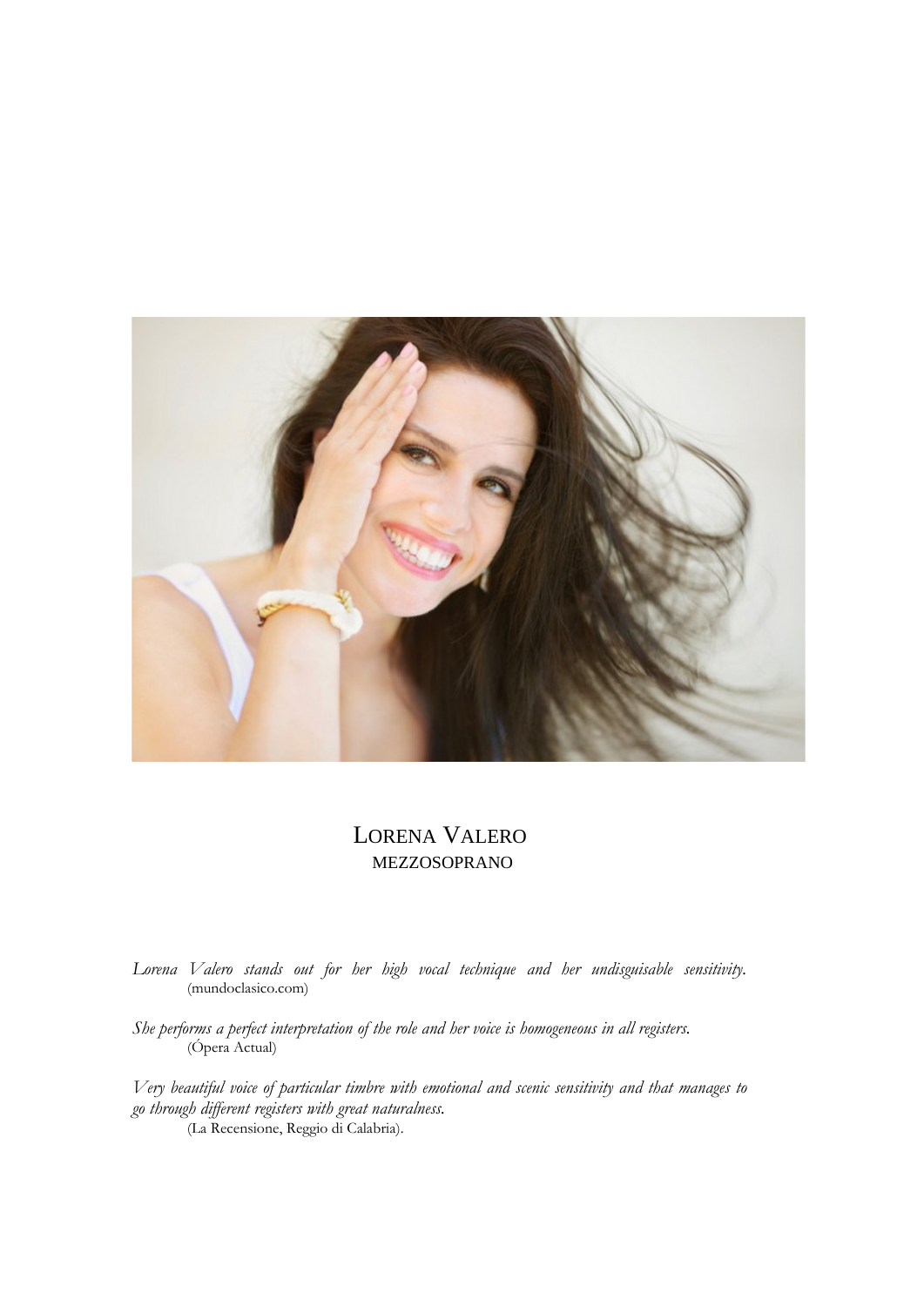# LORENA VALERO

MEZZOSOPRANO

*Lorena Valero stands out for her high vocal technique and her undisguisable sensitivity.*
(mundoclasico.com)

*She performs a perfect interpretation of the role and her voice is homogeneous in all registers.*
(Ópera Actual)

*Very beautiful voice of particular timbre with emotional and scenic sensitivity and that manages to go through different registers with great naturalness.*
(La Recensione, Reggio di Calabria).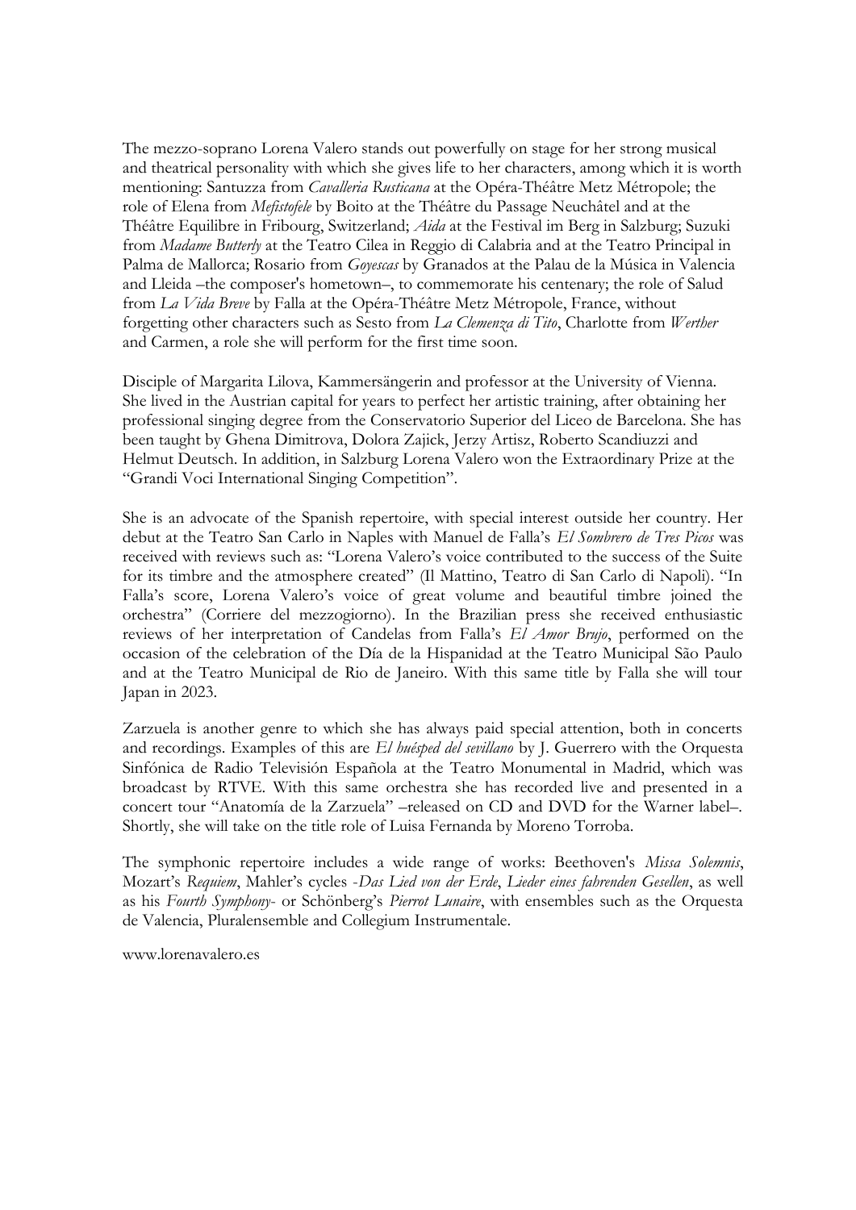The mezzo-soprano Lorena Valero stands out powerfully on stage for her strong musical and theatrical personality with which she gives life to her characters, among which it is worth mentioning: Santuzza from *Cavalleria Rusticana* at the Opéra-Théâtre Metz Métropole; the role of Elena from *Mefistofele* by Boito at the Théâtre du Passage Neuchâtel and at the Théâtre Equilibre in Fribourg, Switzerland; *Aida* at the Festival im Berg in Salzburg; Suzuki from *Madame Butterly* at the Teatro Cilea in Reggio di Calabria and at the Teatro Principal in Palma de Mallorca; Rosario from *Goyescas* by Granados at the Palau de la Música in Valencia and Lleida –the composer's hometown–, to commemorate his centenary; the role of Salud from *La Vida Breve* by Falla at the Opéra-Théâtre Metz Métropole, France, without forgetting other characters such as Sesto from *La Clemenza di Tito*, Charlotte from *Werther* and Carmen, a role she will perform for the first time soon.

Disciple of Margarita Lilova, Kammersängerin and professor at the University of Vienna. She lived in the Austrian capital for years to perfect her artistic training, after obtaining her professional singing degree from the Conservatorio Superior del Liceo de Barcelona. She has been taught by Ghena Dimitrova, Dolora Zajick, Jerzy Artisz, Roberto Scandiuzzi and Helmut Deutsch. In addition, in Salzburg Lorena Valero won the Extraordinary Prize at the "Grandi Voci International Singing Competition".

She is an advocate of the Spanish repertoire, with special interest outside her country. Her debut at the Teatro San Carlo in Naples with Manuel de Falla's *El Sombrero de Tres Picos* was received with reviews such as: "Lorena Valero's voice contributed to the success of the Suite for its timbre and the atmosphere created" (Il Mattino, Teatro di San Carlo di Napoli). "In Falla's score, Lorena Valero's voice of great volume and beautiful timbre joined the orchestra" (Corriere del mezzogiorno). In the Brazilian press she received enthusiastic reviews of her interpretation of Candelas from Falla's *El Amor Brujo*, performed on the occasion of the celebration of the Día de la Hispanidad at the Teatro Municipal São Paulo and at the Teatro Municipal de Rio de Janeiro. With this same title by Falla she will tour Japan in 2023.

Zarzuela is another genre to which she has always paid special attention, both in concerts and recordings. Examples of this are *El huésped del sevillano* by J. Guerrero with the Orquesta Sinfónica de Radio Televisión Española at the Teatro Monumental in Madrid, which was broadcast by RTVE. With this same orchestra she has recorded live and presented in a concert tour "Anatomía de la Zarzuela" –released on CD and DVD for the Warner label–. Shortly, she will take on the title role of Luisa Fernanda by Moreno Torroba.

The symphonic repertoire includes a wide range of works: Beethoven's *Missa Solemnis*, Mozart's *Requiem*, Mahler's cycles -*Das Lied von der Erde*, *Lieder eines fahrenden Gesellen*, as well as his *Fourth Symphony*- or Schönberg's *Pierrot Lunaire*, with ensembles such as the Orquesta de Valencia, Pluralensemble and Collegium Instrumentale.

www.lorenavalero.es